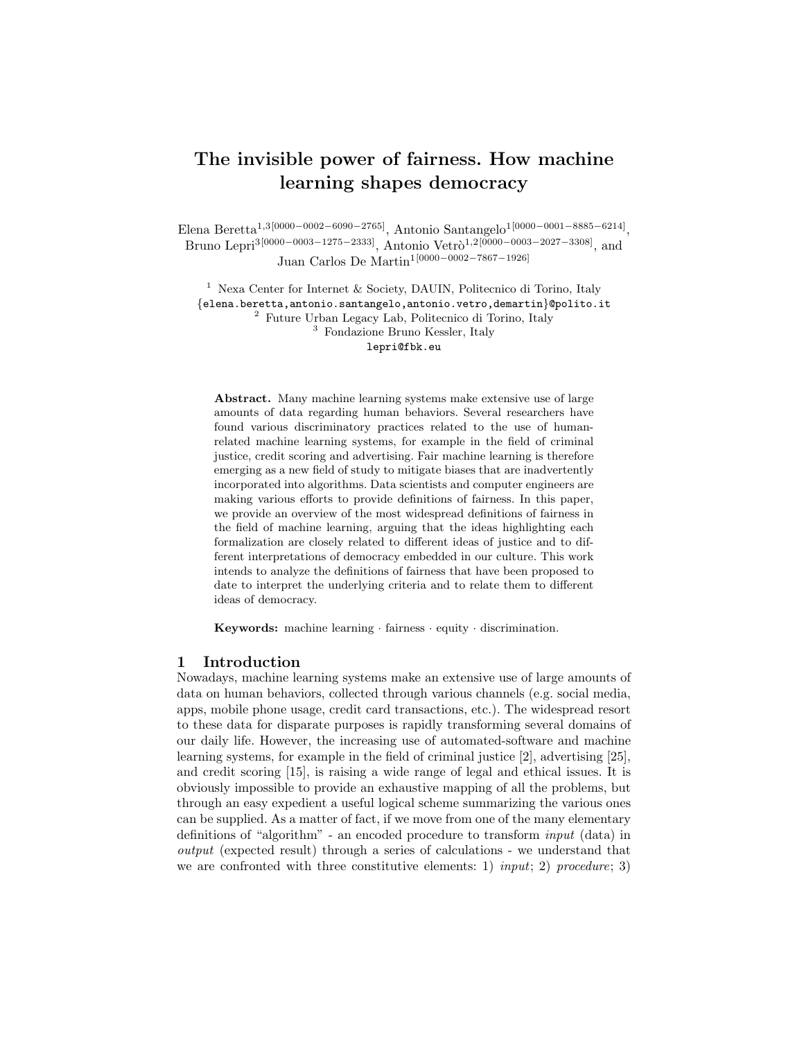# The invisible power of fairness. How machine learning shapes democracy

Elena Beretta[1,3][0000-0002-6090-2765], Antonio Santangelo[1][0000-0001-8885-6214], Bruno Lepri[3][0000-0003-1275-2333], Antonio Vetrò[1,2][0000-0003-2027-3308], and Juan Carlos De Martin[1][0000-0002-7867-1926]

[1] Nexa Center for Internet & Society, DAUIN, Politecnico di Torino, Italy
{elena.beretta,antonio.santangelo,antonio.vetro,demartin}@polito.it
[2] Future Urban Legacy Lab, Politecnico di Torino, Italy
[3] Fondazione Bruno Kessler, Italy
lepri@fbk.eu

**Abstract.** Many machine learning systems make extensive use of large amounts of data regarding human behaviors. Several researchers have found various discriminatory practices related to the use of human-related machine learning systems, for example in the field of criminal justice, credit scoring and advertising. Fair machine learning is therefore emerging as a new field of study to mitigate biases that are inadvertently incorporated into algorithms. Data scientists and computer engineers are making various efforts to provide definitions of fairness. In this paper, we provide an overview of the most widespread definitions of fairness in the field of machine learning, arguing that the ideas highlighting each formalization are closely related to different ideas of justice and to different interpretations of democracy embedded in our culture. This work intends to analyze the definitions of fairness that have been proposed to date to interpret the underlying criteria and to relate them to different ideas of democracy.

**Keywords:** machine learning · fairness · equity · discrimination.

## 1 Introduction

Nowadays, machine learning systems make an extensive use of large amounts of data on human behaviors, collected through various channels (e.g. social media, apps, mobile phone usage, credit card transactions, etc.). The widespread resort to these data for disparate purposes is rapidly transforming several domains of our daily life. However, the increasing use of automated-software and machine learning systems, for example in the field of criminal justice [2], advertising [25], and credit scoring [15], is raising a wide range of legal and ethical issues. It is obviously impossible to provide an exhaustive mapping of all the problems, but through an easy expedient a useful logical scheme summarizing the various ones can be supplied. As a matter of fact, if we move from one of the many elementary definitions of "algorithm" - an encoded procedure to transform *input* (data) in *output* (expected result) through a series of calculations - we understand that we are confronted with three constitutive elements: 1) *input*; 2) *procedure*; 3)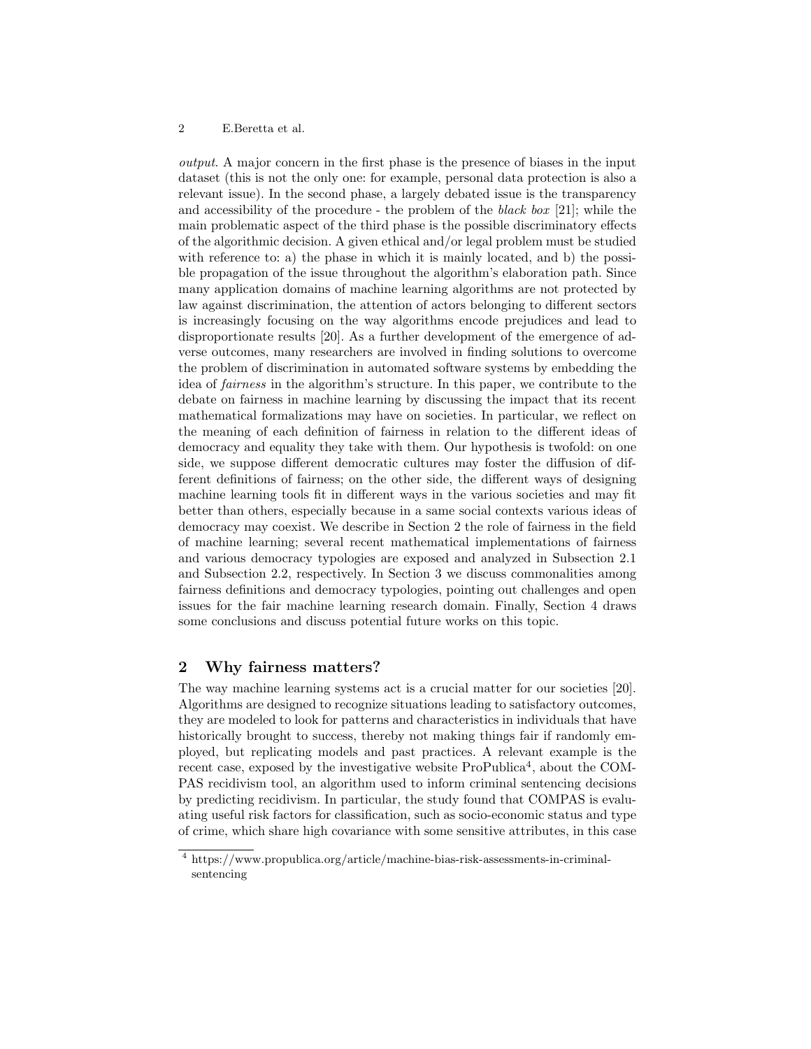*output*. A major concern in the first phase is the presence of biases in the input dataset (this is not the only one: for example, personal data protection is also a relevant issue). In the second phase, a largely debated issue is the transparency and accessibility of the procedure - the problem of the *black box* [21]; while the main problematic aspect of the third phase is the possible discriminatory effects of the algorithmic decision. A given ethical and/or legal problem must be studied with reference to: a) the phase in which it is mainly located, and b) the possible propagation of the issue throughout the algorithm's elaboration path. Since many application domains of machine learning algorithms are not protected by law against discrimination, the attention of actors belonging to different sectors is increasingly focusing on the way algorithms encode prejudices and lead to disproportionate results [20]. As a further development of the emergence of adverse outcomes, many researchers are involved in finding solutions to overcome the problem of discrimination in automated software systems by embedding the idea of *fairness* in the algorithm's structure. In this paper, we contribute to the debate on fairness in machine learning by discussing the impact that its recent mathematical formalizations may have on societies. In particular, we reflect on the meaning of each definition of fairness in relation to the different ideas of democracy and equality they take with them. Our hypothesis is twofold: on one side, we suppose different democratic cultures may foster the diffusion of different definitions of fairness; on the other side, the different ways of designing machine learning tools fit in different ways in the various societies and may fit better than others, especially because in a same social contexts various ideas of democracy may coexist. We describe in Section 2 the role of fairness in the field of machine learning; several recent mathematical implementations of fairness and various democracy typologies are exposed and analyzed in Subsection 2.1 and Subsection 2.2, respectively. In Section 3 we discuss commonalities among fairness definitions and democracy typologies, pointing out challenges and open issues for the fair machine learning research domain. Finally, Section 4 draws some conclusions and discuss potential future works on this topic.

## 2 Why fairness matters?

The way machine learning systems act is a crucial matter for our societies [20]. Algorithms are designed to recognize situations leading to satisfactory outcomes, they are modeled to look for patterns and characteristics in individuals that have historically brought to success, thereby not making things fair if randomly employed, but replicating models and past practices. A relevant example is the recent case, exposed by the investigative website ProPublica[4], about the COMPAS recidivism tool, an algorithm used to inform criminal sentencing decisions by predicting recidivism. In particular, the study found that COMPAS is evaluating useful risk factors for classification, such as socio-economic status and type of crime, which share high covariance with some sensitive attributes, in this case

[4] https://www.propublica.org/article/machine-bias-risk-assessments-in-criminal-sentencing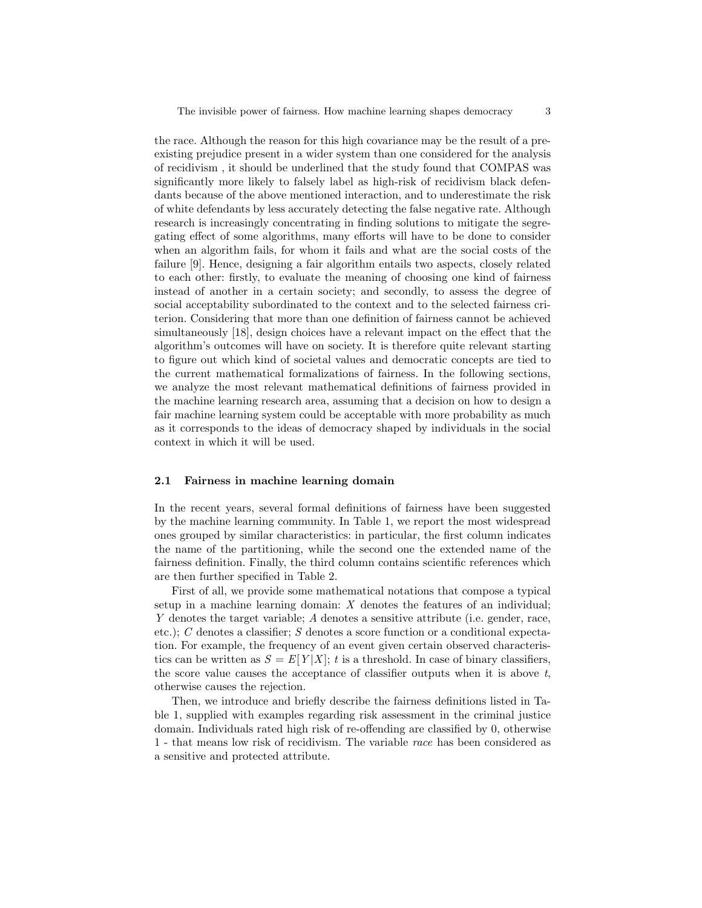the race. Although the reason for this high covariance may be the result of a pre-existing prejudice present in a wider system than one considered for the analysis of recidivism , it should be underlined that the study found that COMPAS was significantly more likely to falsely label as high-risk of recidivism black defendants because of the above mentioned interaction, and to underestimate the risk of white defendants by less accurately detecting the false negative rate. Although research is increasingly concentrating in finding solutions to mitigate the segregating effect of some algorithms, many efforts will have to be done to consider when an algorithm fails, for whom it fails and what are the social costs of the failure [9]. Hence, designing a fair algorithm entails two aspects, closely related to each other: firstly, to evaluate the meaning of choosing one kind of fairness instead of another in a certain society; and secondly, to assess the degree of social acceptability subordinated to the context and to the selected fairness criterion. Considering that more than one definition of fairness cannot be achieved simultaneously [18], design choices have a relevant impact on the effect that the algorithm's outcomes will have on society. It is therefore quite relevant starting to figure out which kind of societal values and democratic concepts are tied to the current mathematical formalizations of fairness. In the following sections, we analyze the most relevant mathematical definitions of fairness provided in the machine learning research area, assuming that a decision on how to design a fair machine learning system could be acceptable with more probability as much as it corresponds to the ideas of democracy shaped by individuals in the social context in which it will be used.

### 2.1 Fairness in machine learning domain

In the recent years, several formal definitions of fairness have been suggested by the machine learning community. In Table 1, we report the most widespread ones grouped by similar characteristics: in particular, the first column indicates the name of the partitioning, while the second one the extended name of the fairness definition. Finally, the third column contains scientific references which are then further specified in Table 2.

First of all, we provide some mathematical notations that compose a typical setup in a machine learning domain: $X$ denotes the features of an individual; $Y$ denotes the target variable; $A$ denotes a sensitive attribute (i.e. gender, race, etc.); $C$ denotes a classifier; $S$ denotes a score function or a conditional expectation. For example, the frequency of an event given certain observed characteristics can be written as $S = E[Y|X]$; $t$ is a threshold. In case of binary classifiers, the score value causes the acceptance of classifier outputs when it is above $t$, otherwise causes the rejection.

Then, we introduce and briefly describe the fairness definitions listed in Table 1, supplied with examples regarding risk assessment in the criminal justice domain. Individuals rated high risk of re-offending are classified by 0, otherwise 1 - that means low risk of recidivism. The variable *race* has been considered as a sensitive and protected attribute.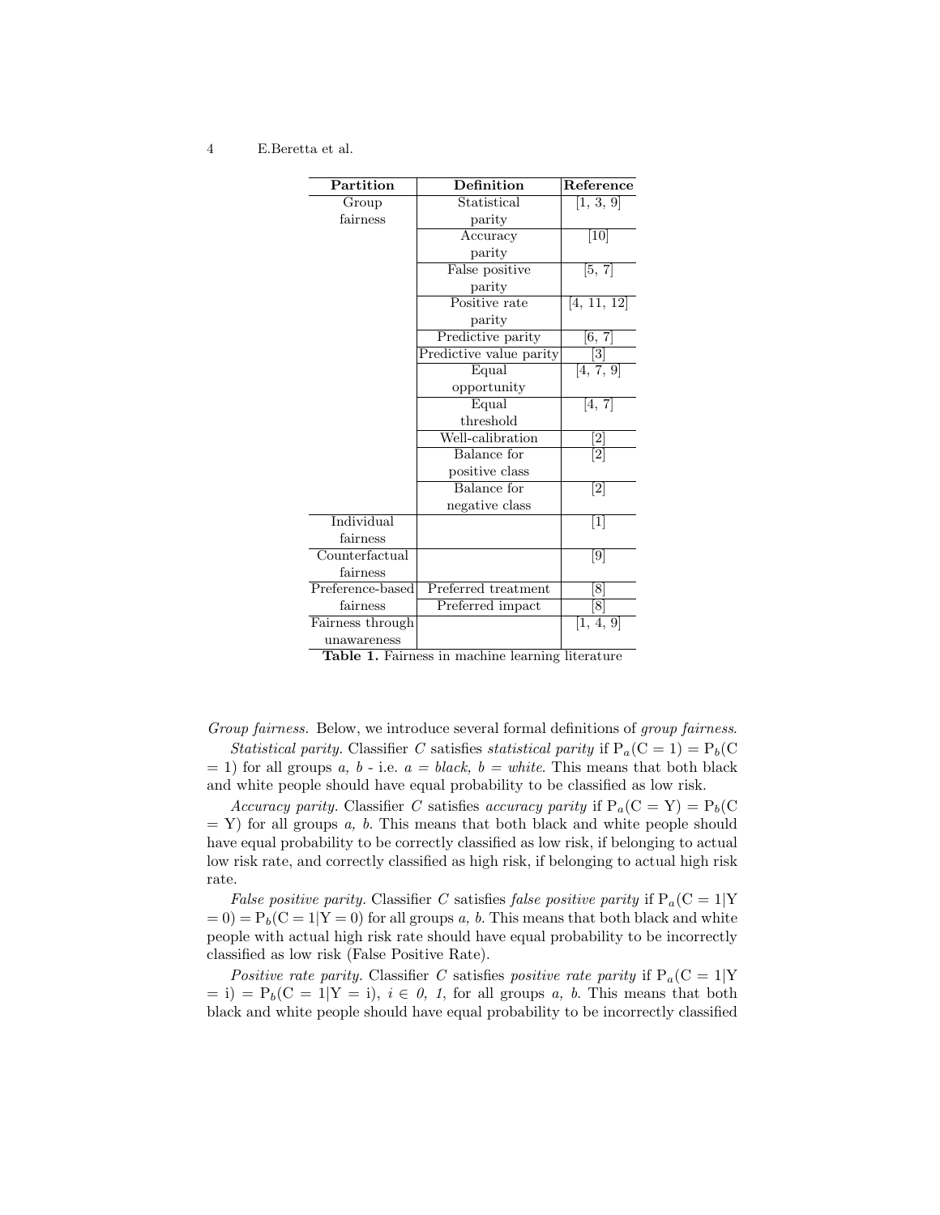| Partition | Definition | Reference |
|---|---|---|
| Group fairness | Statistical parity | [1, 3, 9] |
| | Accuracy parity | [10] |
| | False positive parity | [5, 7] |
| | Positive rate parity | [4, 11, 12] |
| | Predictive parity | [6, 7] |
| | Predictive value parity | [3] |
| | Equal opportunity | [4, 7, 9] |
| | Equal threshold | [4, 7] |
| | Well-calibration | [2] |
| | Balance for positive class | [2] |
| | Balance for negative class | [2] |
| Individual fairness | | [1] |
| Counterfactual fairness | | [9] |
| Preference-based fairness | Preferred treatment | [8] |
| | Preferred impact | [8] |
| Fairness through unawareness | | [1, 4, 9] |

**Table 1.** Fairness in machine learning literature

*Group fairness.* Below, we introduce several formal definitions of *group fairness*.

*Statistical parity.* Classifier *C* satisfies *statistical parity* if $\mathrm{P}_a(\mathrm{C} = 1) = \mathrm{P}_b(\mathrm{C} = 1)$ for all groups *a, b* - i.e. *a = black, b = white*. This means that both black and white people should have equal probability to be classified as low risk.

*Accuracy parity.* Classifier *C* satisfies *accuracy parity* if $\mathrm{P}_a(\mathrm{C} = \mathrm{Y}) = \mathrm{P}_b(\mathrm{C} = \mathrm{Y})$ for all groups *a, b*. This means that both black and white people should have equal probability to be correctly classified as low risk, if belonging to actual low risk rate, and correctly classified as high risk, if belonging to actual high risk rate.

*False positive parity.* Classifier *C* satisfies *false positive parity* if $\mathrm{P}_a(\mathrm{C} = 1|\mathrm{Y} = 0) = \mathrm{P}_b(\mathrm{C} = 1|\mathrm{Y} = 0)$ for all groups *a, b*. This means that both black and white people with actual high risk rate should have equal probability to be incorrectly classified as low risk (False Positive Rate).

*Positive rate parity.* Classifier *C* satisfies *positive rate parity* if $\mathrm{P}_a(\mathrm{C} = 1|\mathrm{Y} = \mathrm{i}) = \mathrm{P}_b(\mathrm{C} = 1|\mathrm{Y} = \mathrm{i})$, $i \in 0, 1$, for all groups *a, b*. This means that both black and white people should have equal probability to be incorrectly classified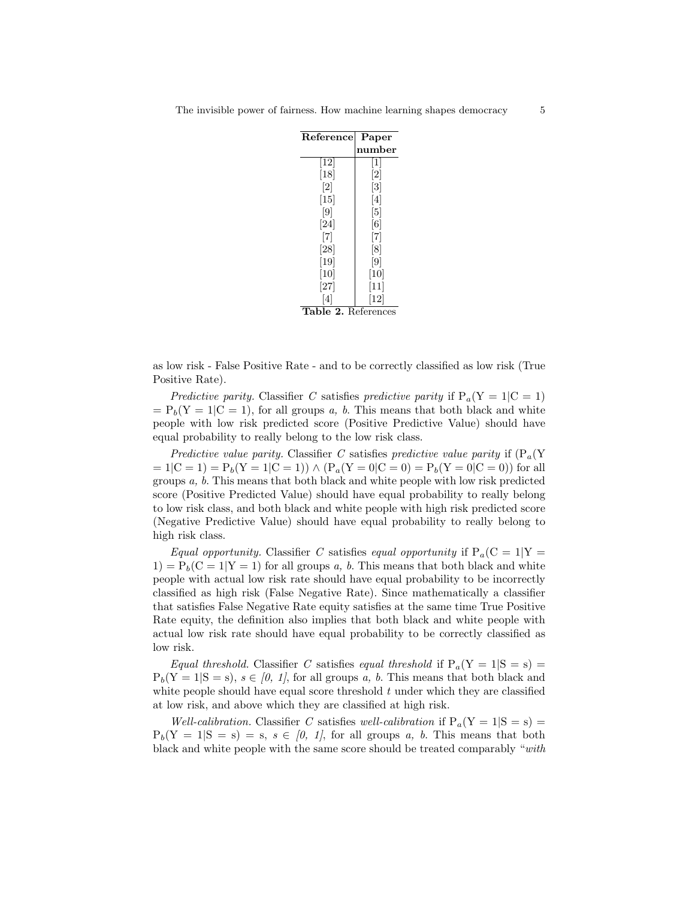| Reference | Paper number |
|---|---|
| [12] | [1] |
| [18] | [2] |
| [2] | [3] |
| [15] | [4] |
| [9] | [5] |
| [24] | [6] |
| [7] | [7] |
| [28] | [8] |
| [19] | [9] |
| [10] | [10] |
| [27] | [11] |
| [4] | [12] |

**Table 2.** References

as low risk - False Positive Rate - and to be correctly classified as low risk (True Positive Rate).

*Predictive parity.* Classifier $C$ satisfies *predictive parity* if $\mathrm{P}_a(\mathrm{Y}=1|\mathrm{C}=1) = \mathrm{P}_b(\mathrm{Y}=1|\mathrm{C}=1)$, for all groups *a, b*. This means that both black and white people with low risk predicted score (Positive Predictive Value) should have equal probability to really belong to the low risk class.

*Predictive value parity.* Classifier $C$ satisfies *predictive value parity* if $(\mathrm{P}_a(\mathrm{Y}=1|\mathrm{C}=1) = \mathrm{P}_b(\mathrm{Y}=1|\mathrm{C}=1)) \wedge (\mathrm{P}_a(\mathrm{Y}=0|\mathrm{C}=0) = \mathrm{P}_b(\mathrm{Y}=0|\mathrm{C}=0))$ for all groups *a, b*. This means that both black and white people with low risk predicted score (Positive Predicted Value) should have equal probability to really belong to low risk class, and both black and white people with high risk predicted score (Negative Predictive Value) should have equal probability to really belong to high risk class.

*Equal opportunity.* Classifier $C$ satisfies *equal opportunity* if $\mathrm{P}_a(\mathrm{C}=1|\mathrm{Y}=1) = \mathrm{P}_b(\mathrm{C}=1|\mathrm{Y}=1)$ for all groups *a, b*. This means that both black and white people with actual low risk rate should have equal probability to be incorrectly classified as high risk (False Negative Rate). Since mathematically a classifier that satisfies False Negative Rate equity satisfies at the same time True Positive Rate equity, the definition also implies that both black and white people with actual low risk rate should have equal probability to be correctly classified as low risk.

*Equal threshold.* Classifier $C$ satisfies *equal threshold* if $\mathrm{P}_a(\mathrm{Y}=1|\mathrm{S}=\mathrm{s}) = \mathrm{P}_b(\mathrm{Y}=1|\mathrm{S}=\mathrm{s})$, $s \in [0,1]$, for all groups *a, b*. This means that both black and white people should have equal score threshold $t$ under which they are classified at low risk, and above which they are classified at high risk.

*Well-calibration.* Classifier $C$ satisfies *well-calibration* if $\mathrm{P}_a(\mathrm{Y}=1|\mathrm{S}=\mathrm{s}) = \mathrm{P}_b(\mathrm{Y}=1|\mathrm{S}=\mathrm{s}) = \mathrm{s}$, $s \in [0,1]$, for all groups *a, b*. This means that both black and white people with the same score should be treated comparably "*with*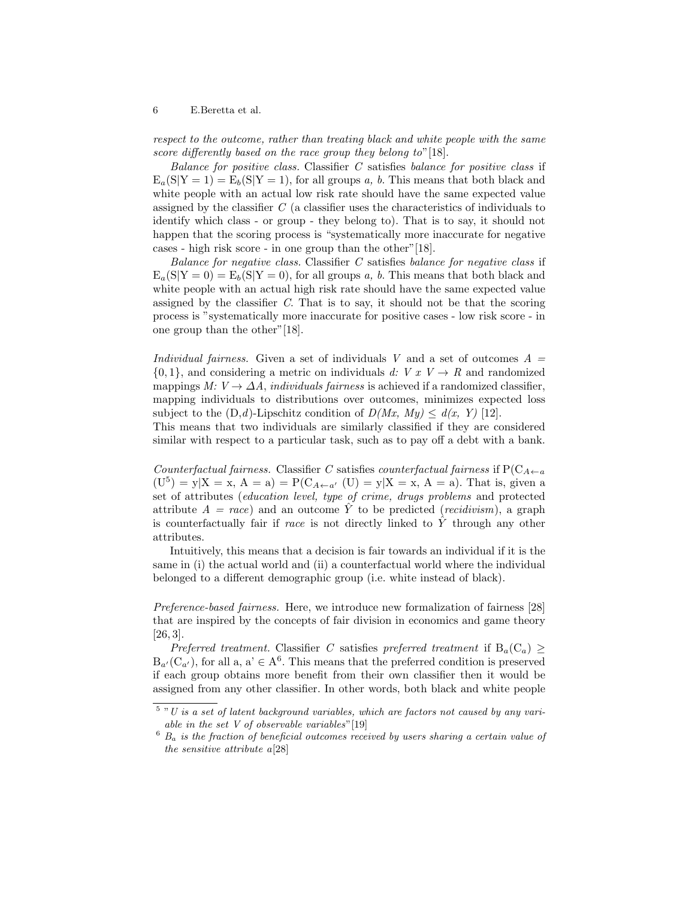*respect to the outcome, rather than treating black and white people with the same score differently based on the race group they belong to*"[18].

*Balance for positive class.* Classifier $C$ satisfies *balance for positive class* if $E_a(S|Y = 1) = E_b(S|Y = 1)$, for all groups *a, b*. This means that both black and white people with an actual low risk rate should have the same expected value assigned by the classifier $C$ (a classifier uses the characteristics of individuals to identify which class - or group - they belong to). That is to say, it should not happen that the scoring process is "systematically more inaccurate for negative cases - high risk score - in one group than the other"[18].

*Balance for negative class.* Classifier $C$ satisfies *balance for negative class* if $E_a(S|Y = 0) = E_b(S|Y = 0)$, for all groups *a, b*. This means that both black and white people with an actual high risk rate should have the same expected value assigned by the classifier $C$. That is to say, it should not be that the scoring process is "systematically more inaccurate for positive cases - low risk score - in one group than the other"[18].

*Individual fairness.* Given a set of individuals $V$ and a set of outcomes $A = \{0, 1\}$, and considering a metric on individuals $d$: $V \times V \rightarrow R$ and randomized mappings $M$: $V \rightarrow \Delta A$, *individuals fairness* is achieved if a randomized classifier, mapping individuals to distributions over outcomes, minimizes expected loss subject to the $(D,d)$-Lipschitz condition of $D(Mx, My) \leq d(x, Y)$ [12].
This means that two individuals are similarly classified if they are considered similar with respect to a particular task, such as to pay off a debt with a bank.

*Counterfactual fairness.* Classifier $C$ satisfies *counterfactual fairness* if $P(C_{A \leftarrow a}(U^5) = y|X = x, A = a) = P(C_{A \leftarrow a'}(U) = y|X = x, A = a)$. That is, given a set of attributes (*education level, type of crime, drugs problems* and protected attribute $A$ = *race*) and an outcome $\hat{Y}$ to be predicted (*recidivism*), a graph is counterfactually fair if *race* is not directly linked to $\hat{Y}$ through any other attributes.

Intuitively, this means that a decision is fair towards an individual if it is the same in (i) the actual world and (ii) a counterfactual world where the individual belonged to a different demographic group (i.e. white instead of black).

*Preference-based fairness.* Here, we introduce new formalization of fairness [28] that are inspired by the concepts of fair division in economics and game theory [26, 3].

*Preferred treatment.* Classifier $C$ satisfies *preferred treatment* if $B_a(C_a) \geq B_{a'}(C_{a'})$, for all a, a' $\in A^6$. This means that the preferred condition is preserved if each group obtains more benefit from their own classifier then it would be assigned from any other classifier. In other words, both black and white people

[5] "*U is a set of latent background variables, which are factors not caused by any variable in the set V of observable variables*"[19]

[6] *$B_a$ is the fraction of beneficial outcomes received by users sharing a certain value of the sensitive attribute a*[28]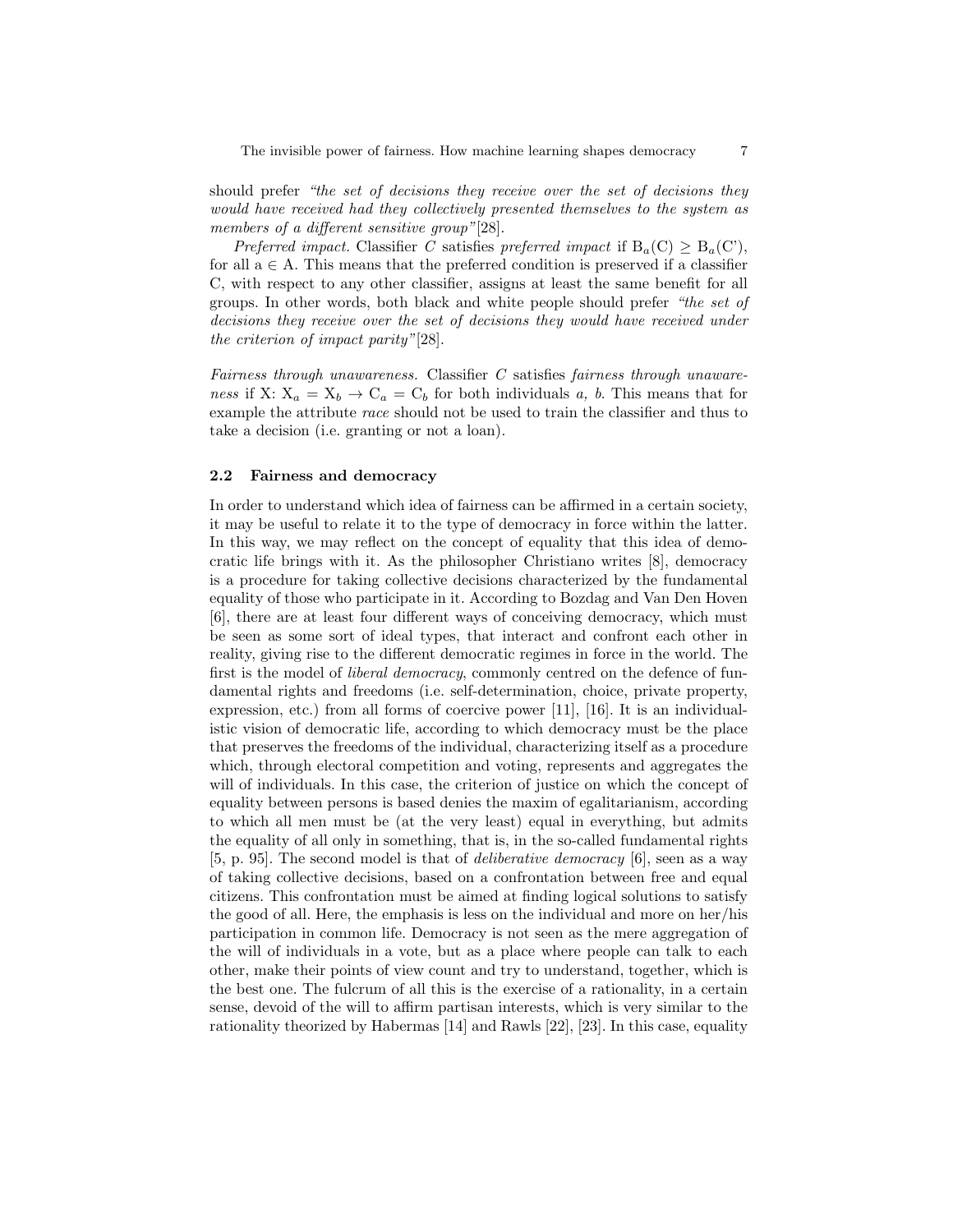should prefer *"the set of decisions they receive over the set of decisions they would have received had they collectively presented themselves to the system as members of a different sensitive group"*[28].

*Preferred impact.* Classifier *C* satisfies *preferred impact* if $B_a(C) \geq B_a(C')$, for all $a \in A$. This means that the preferred condition is preserved if a classifier C, with respect to any other classifier, assigns at least the same benefit for all groups. In other words, both black and white people should prefer *"the set of decisions they receive over the set of decisions they would have received under the criterion of impact parity"*[28].

*Fairness through unawareness.* Classifier *C* satisfies *fairness through unawareness* if X: $X_a = X_b \rightarrow C_a = C_b$ for both individuals *a, b*. This means that for example the attribute *race* should not be used to train the classifier and thus to take a decision (i.e. granting or not a loan).

### 2.2 Fairness and democracy

In order to understand which idea of fairness can be affirmed in a certain society, it may be useful to relate it to the type of democracy in force within the latter. In this way, we may reflect on the concept of equality that this idea of democratic life brings with it. As the philosopher Christiano writes [8], democracy is a procedure for taking collective decisions characterized by the fundamental equality of those who participate in it. According to Bozdag and Van Den Hoven [6], there are at least four different ways of conceiving democracy, which must be seen as some sort of ideal types, that interact and confront each other in reality, giving rise to the different democratic regimes in force in the world. The first is the model of *liberal democracy*, commonly centred on the defence of fundamental rights and freedoms (i.e. self-determination, choice, private property, expression, etc.) from all forms of coercive power [11], [16]. It is an individualistic vision of democratic life, according to which democracy must be the place that preserves the freedoms of the individual, characterizing itself as a procedure which, through electoral competition and voting, represents and aggregates the will of individuals. In this case, the criterion of justice on which the concept of equality between persons is based denies the maxim of egalitarianism, according to which all men must be (at the very least) equal in everything, but admits the equality of all only in something, that is, in the so-called fundamental rights [5, p. 95]. The second model is that of *deliberative democracy* [6], seen as a way of taking collective decisions, based on a confrontation between free and equal citizens. This confrontation must be aimed at finding logical solutions to satisfy the good of all. Here, the emphasis is less on the individual and more on her/his participation in common life. Democracy is not seen as the mere aggregation of the will of individuals in a vote, but as a place where people can talk to each other, make their points of view count and try to understand, together, which is the best one. The fulcrum of all this is the exercise of a rationality, in a certain sense, devoid of the will to affirm partisan interests, which is very similar to the rationality theorized by Habermas [14] and Rawls [22], [23]. In this case, equality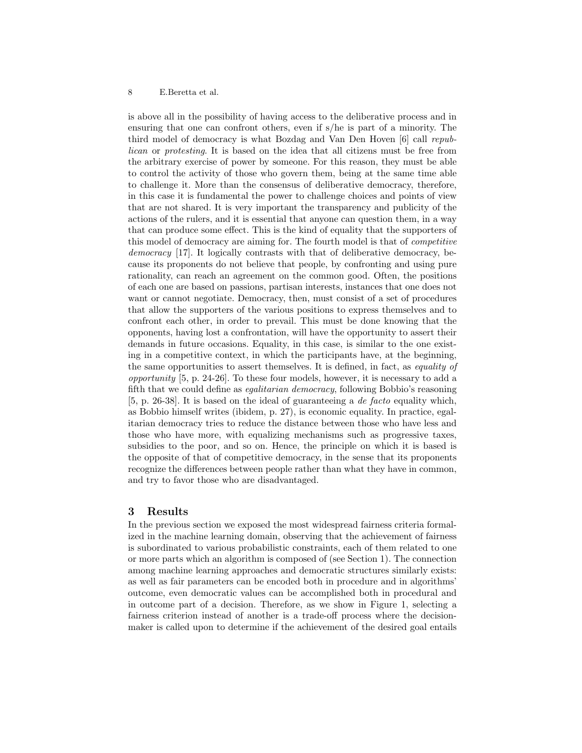is above all in the possibility of having access to the deliberative process and in ensuring that one can confront others, even if s/he is part of a minority. The third model of democracy is what Bozdag and Van Den Hoven [6] call *republican* or *protesting*. It is based on the idea that all citizens must be free from the arbitrary exercise of power by someone. For this reason, they must be able to control the activity of those who govern them, being at the same time able to challenge it. More than the consensus of deliberative democracy, therefore, in this case it is fundamental the power to challenge choices and points of view that are not shared. It is very important the transparency and publicity of the actions of the rulers, and it is essential that anyone can question them, in a way that can produce some effect. This is the kind of equality that the supporters of this model of democracy are aiming for. The fourth model is that of *competitive democracy* [17]. It logically contrasts with that of deliberative democracy, because its proponents do not believe that people, by confronting and using pure rationality, can reach an agreement on the common good. Often, the positions of each one are based on passions, partisan interests, instances that one does not want or cannot negotiate. Democracy, then, must consist of a set of procedures that allow the supporters of the various positions to express themselves and to confront each other, in order to prevail. This must be done knowing that the opponents, having lost a confrontation, will have the opportunity to assert their demands in future occasions. Equality, in this case, is similar to the one existing in a competitive context, in which the participants have, at the beginning, the same opportunities to assert themselves. It is defined, in fact, as *equality of opportunity* [5, p. 24-26]. To these four models, however, it is necessary to add a fifth that we could define as *egalitarian democracy*, following Bobbio's reasoning [5, p. 26-38]. It is based on the ideal of guaranteeing a *de facto* equality which, as Bobbio himself writes (ibidem, p. 27), is economic equality. In practice, egalitarian democracy tries to reduce the distance between those who have less and those who have more, with equalizing mechanisms such as progressive taxes, subsidies to the poor, and so on. Hence, the principle on which it is based is the opposite of that of competitive democracy, in the sense that its proponents recognize the differences between people rather than what they have in common, and try to favor those who are disadvantaged.

## 3 Results

In the previous section we exposed the most widespread fairness criteria formalized in the machine learning domain, observing that the achievement of fairness is subordinated to various probabilistic constraints, each of them related to one or more parts which an algorithm is composed of (see Section 1). The connection among machine learning approaches and democratic structures similarly exists: as well as fair parameters can be encoded both in procedure and in algorithms' outcome, even democratic values can be accomplished both in procedural and in outcome part of a decision. Therefore, as we show in Figure 1, selecting a fairness criterion instead of another is a trade-off process where the decision-maker is called upon to determine if the achievement of the desired goal entails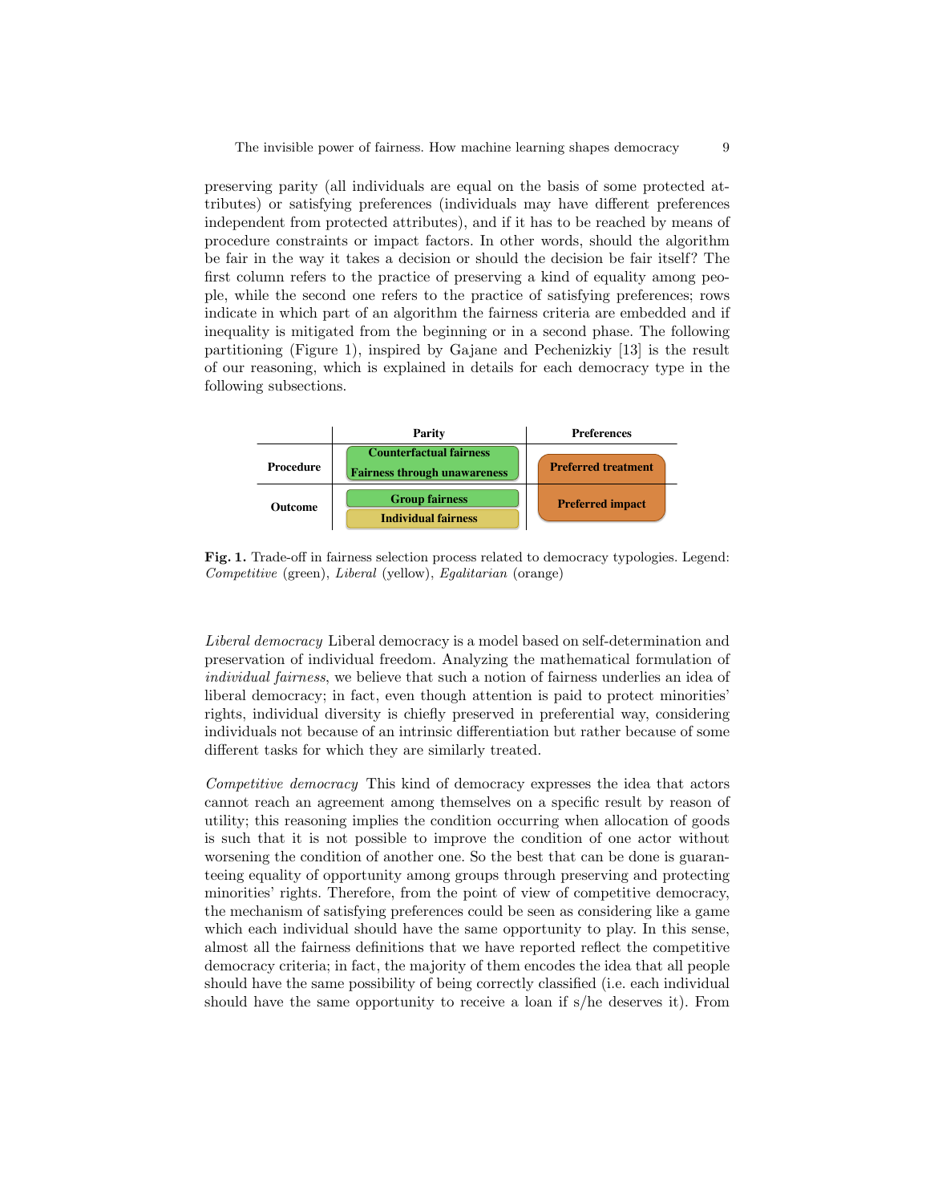preserving parity (all individuals are equal on the basis of some protected attributes) or satisfying preferences (individuals may have different preferences independent from protected attributes), and if it has to be reached by means of procedure constraints or impact factors. In other words, should the algorithm be fair in the way it takes a decision or should the decision be fair itself? The first column refers to the practice of preserving a kind of equality among people, while the second one refers to the practice of satisfying preferences; rows indicate in which part of an algorithm the fairness criteria are embedded and if inequality is mitigated from the beginning or in a second phase. The following partitioning (Figure 1), inspired by Gajane and Pechenizkiy [13] is the result of our reasoning, which is explained in details for each democracy type in the following subsections.

| | Parity | Preferences |
|---|---|---|
| Procedure | Counterfactual fairness<br>Fairness through unawareness | Preferred treatment |
| Outcome | Group fairness<br>Individual fairness | Preferred impact |

**Fig. 1.** Trade-off in fairness selection process related to democracy typologies. Legend: *Competitive* (green), *Liberal* (yellow), *Egalitarian* (orange)

*Liberal democracy* Liberal democracy is a model based on self-determination and preservation of individual freedom. Analyzing the mathematical formulation of *individual fairness*, we believe that such a notion of fairness underlies an idea of liberal democracy; in fact, even though attention is paid to protect minorities' rights, individual diversity is chiefly preserved in preferential way, considering individuals not because of an intrinsic differentiation but rather because of some different tasks for which they are similarly treated.

*Competitive democracy* This kind of democracy expresses the idea that actors cannot reach an agreement among themselves on a specific result by reason of utility; this reasoning implies the condition occurring when allocation of goods is such that it is not possible to improve the condition of one actor without worsening the condition of another one. So the best that can be done is guaranteeing equality of opportunity among groups through preserving and protecting minorities' rights. Therefore, from the point of view of competitive democracy, the mechanism of satisfying preferences could be seen as considering like a game which each individual should have the same opportunity to play. In this sense, almost all the fairness definitions that we have reported reflect the competitive democracy criteria; in fact, the majority of them encodes the idea that all people should have the same possibility of being correctly classified (i.e. each individual should have the same opportunity to receive a loan if s/he deserves it). From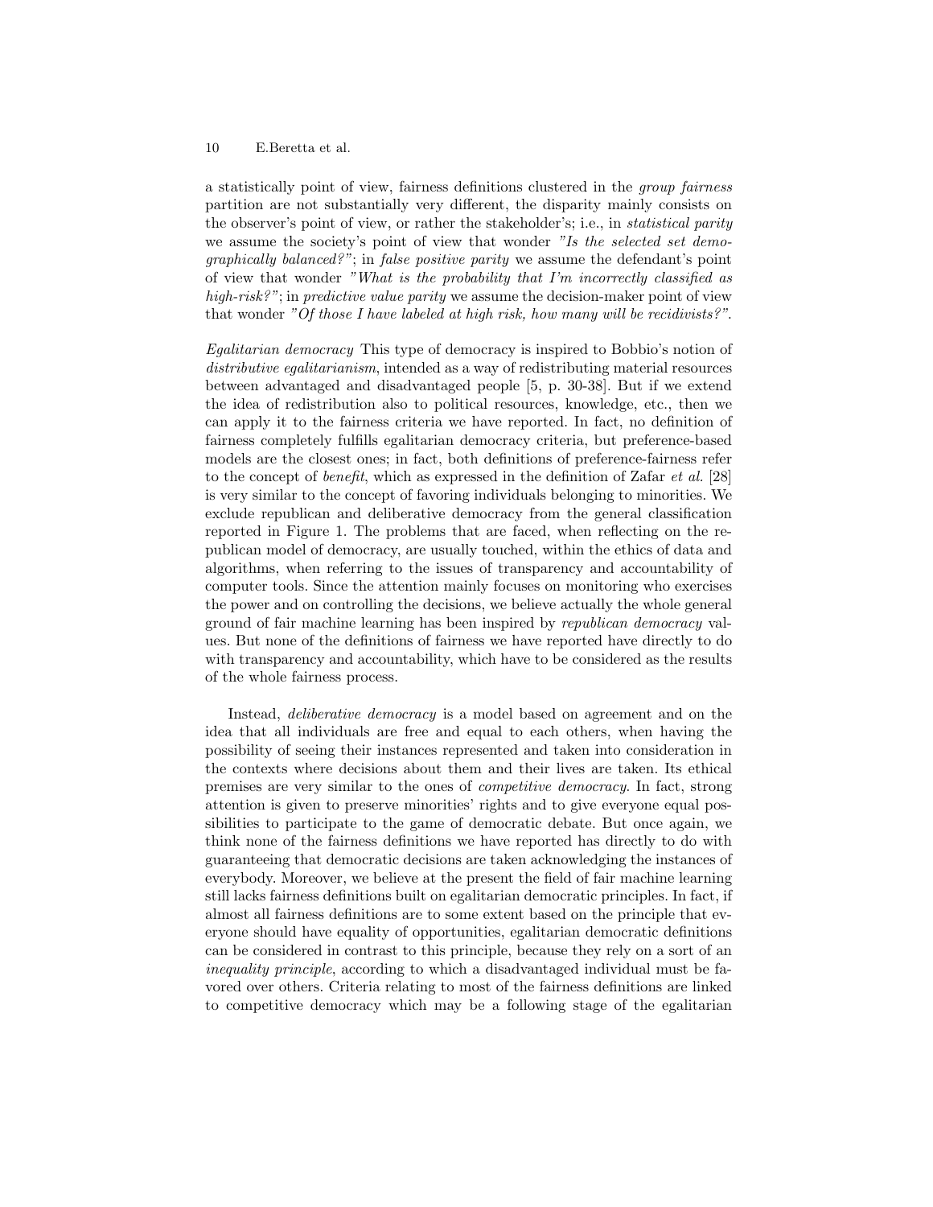a statistically point of view, fairness definitions clustered in the *group fairness* partition are not substantially very different, the disparity mainly consists on the observer's point of view, or rather the stakeholder's; i.e., in *statistical parity* we assume the society's point of view that wonder *"Is the selected set demographically balanced?"*; in *false positive parity* we assume the defendant's point of view that wonder *"What is the probability that I'm incorrectly classified as high-risk?"*; in *predictive value parity* we assume the decision-maker point of view that wonder *"Of those I have labeled at high risk, how many will be recidivists?"*.

*Egalitarian democracy* This type of democracy is inspired to Bobbio's notion of *distributive egalitarianism*, intended as a way of redistributing material resources between advantaged and disadvantaged people [5, p. 30-38]. But if we extend the idea of redistribution also to political resources, knowledge, etc., then we can apply it to the fairness criteria we have reported. In fact, no definition of fairness completely fulfills egalitarian democracy criteria, but preference-based models are the closest ones; in fact, both definitions of preference-fairness refer to the concept of *benefit*, which as expressed in the definition of Zafar *et al.* [28] is very similar to the concept of favoring individuals belonging to minorities. We exclude republican and deliberative democracy from the general classification reported in Figure 1. The problems that are faced, when reflecting on the republican model of democracy, are usually touched, within the ethics of data and algorithms, when referring to the issues of transparency and accountability of computer tools. Since the attention mainly focuses on monitoring who exercises the power and on controlling the decisions, we believe actually the whole general ground of fair machine learning has been inspired by *republican democracy* values. But none of the definitions of fairness we have reported have directly to do with transparency and accountability, which have to be considered as the results of the whole fairness process.

Instead, *deliberative democracy* is a model based on agreement and on the idea that all individuals are free and equal to each others, when having the possibility of seeing their instances represented and taken into consideration in the contexts where decisions about them and their lives are taken. Its ethical premises are very similar to the ones of *competitive democracy*. In fact, strong attention is given to preserve minorities' rights and to give everyone equal possibilities to participate to the game of democratic debate. But once again, we think none of the fairness definitions we have reported has directly to do with guaranteeing that democratic decisions are taken acknowledging the instances of everybody. Moreover, we believe at the present the field of fair machine learning still lacks fairness definitions built on egalitarian democratic principles. In fact, if almost all fairness definitions are to some extent based on the principle that everyone should have equality of opportunities, egalitarian democratic definitions can be considered in contrast to this principle, because they rely on a sort of an *inequality principle*, according to which a disadvantaged individual must be favored over others. Criteria relating to most of the fairness definitions are linked to competitive democracy which may be a following stage of the egalitarian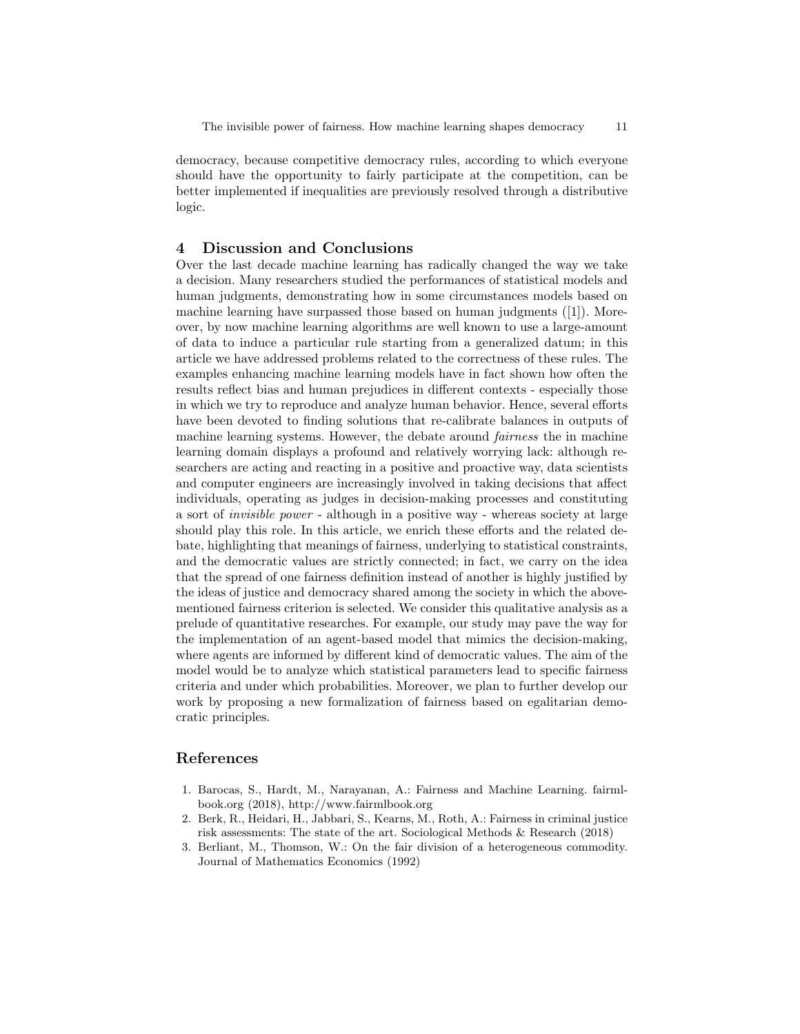democracy, because competitive democracy rules, according to which everyone should have the opportunity to fairly participate at the competition, can be better implemented if inequalities are previously resolved through a distributive logic.

## 4 Discussion and Conclusions

Over the last decade machine learning has radically changed the way we take a decision. Many researchers studied the performances of statistical models and human judgments, demonstrating how in some circumstances models based on machine learning have surpassed those based on human judgments ([1]). Moreover, by now machine learning algorithms are well known to use a large-amount of data to induce a particular rule starting from a generalized datum; in this article we have addressed problems related to the correctness of these rules. The examples enhancing machine learning models have in fact shown how often the results reflect bias and human prejudices in different contexts - especially those in which we try to reproduce and analyze human behavior. Hence, several efforts have been devoted to finding solutions that re-calibrate balances in outputs of machine learning systems. However, the debate around *fairness* the in machine learning domain displays a profound and relatively worrying lack: although researchers are acting and reacting in a positive and proactive way, data scientists and computer engineers are increasingly involved in taking decisions that affect individuals, operating as judges in decision-making processes and constituting a sort of *invisible power* - although in a positive way - whereas society at large should play this role. In this article, we enrich these efforts and the related debate, highlighting that meanings of fairness, underlying to statistical constraints, and the democratic values are strictly connected; in fact, we carry on the idea that the spread of one fairness definition instead of another is highly justified by the ideas of justice and democracy shared among the society in which the abovementioned fairness criterion is selected. We consider this qualitative analysis as a prelude of quantitative researches. For example, our study may pave the way for the implementation of an agent-based model that mimics the decision-making, where agents are informed by different kind of democratic values. The aim of the model would be to analyze which statistical parameters lead to specific fairness criteria and under which probabilities. Moreover, we plan to further develop our work by proposing a new formalization of fairness based on egalitarian democratic principles.

## References

1. Barocas, S., Hardt, M., Narayanan, A.: Fairness and Machine Learning. fairmlbook.org (2018), http://www.fairmlbook.org
2. Berk, R., Heidari, H., Jabbari, S., Kearns, M., Roth, A.: Fairness in criminal justice risk assessments: The state of the art. Sociological Methods & Research (2018)
3. Berliant, M., Thomson, W.: On the fair division of a heterogeneous commodity. Journal of Mathematics Economics (1992)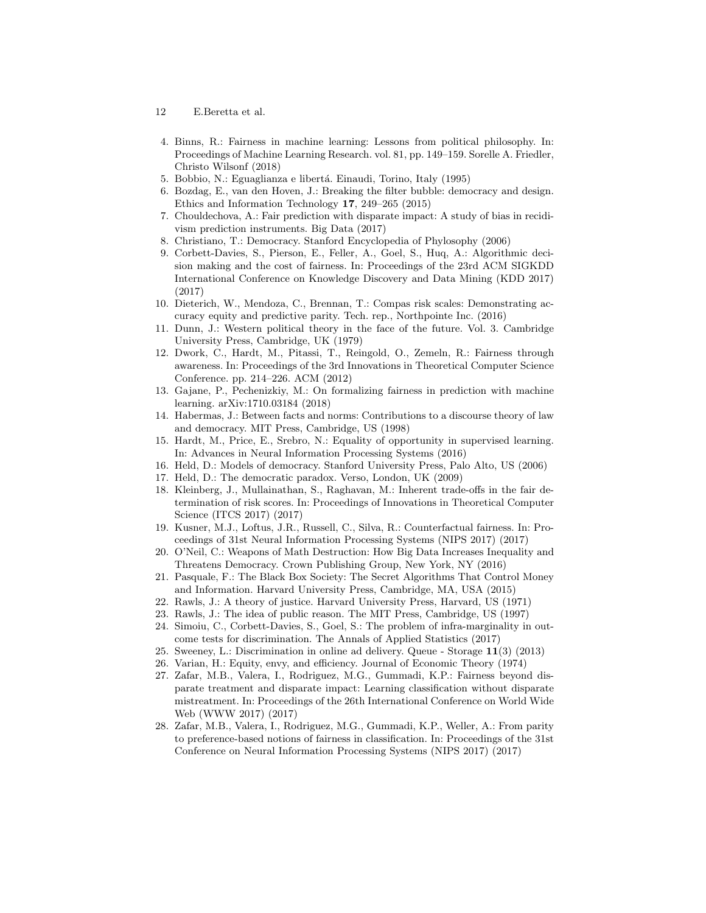4. Binns, R.: Fairness in machine learning: Lessons from political philosophy. In: Proceedings of Machine Learning Research. vol. 81, pp. 149–159. Sorelle A. Friedler, Christo Wilsonf (2018)
5. Bobbio, N.: Eguaglianza e libertá. Einaudi, Torino, Italy (1995)
6. Bozdag, E., van den Hoven, J.: Breaking the filter bubble: democracy and design. Ethics and Information Technology **17**, 249–265 (2015)
7. Chouldechova, A.: Fair prediction with disparate impact: A study of bias in recidivism prediction instruments. Big Data (2017)
8. Christiano, T.: Democracy. Stanford Encyclopedia of Phylosophy (2006)
9. Corbett-Davies, S., Pierson, E., Feller, A., Goel, S., Huq, A.: Algorithmic decision making and the cost of fairness. In: Proceedings of the 23rd ACM SIGKDD International Conference on Knowledge Discovery and Data Mining (KDD 2017) (2017)
10. Dieterich, W., Mendoza, C., Brennan, T.: Compas risk scales: Demonstrating accuracy equity and predictive parity. Tech. rep., Northpointe Inc. (2016)
11. Dunn, J.: Western political theory in the face of the future. Vol. 3. Cambridge University Press, Cambridge, UK (1979)
12. Dwork, C., Hardt, M., Pitassi, T., Reingold, O., Zemeln, R.: Fairness through awareness. In: Proceedings of the 3rd Innovations in Theoretical Computer Science Conference. pp. 214–226. ACM (2012)
13. Gajane, P., Pechenizkiy, M.: On formalizing fairness in prediction with machine learning. arXiv:1710.03184 (2018)
14. Habermas, J.: Between facts and norms: Contributions to a discourse theory of law and democracy. MIT Press, Cambridge, US (1998)
15. Hardt, M., Price, E., Srebro, N.: Equality of opportunity in supervised learning. In: Advances in Neural Information Processing Systems (2016)
16. Held, D.: Models of democracy. Stanford University Press, Palo Alto, US (2006)
17. Held, D.: The democratic paradox. Verso, London, UK (2009)
18. Kleinberg, J., Mullainathan, S., Raghavan, M.: Inherent trade-offs in the fair determination of risk scores. In: Proceedings of Innovations in Theoretical Computer Science (ITCS 2017) (2017)
19. Kusner, M.J., Loftus, J.R., Russell, C., Silva, R.: Counterfactual fairness. In: Proceedings of 31st Neural Information Processing Systems (NIPS 2017) (2017)
20. O'Neil, C.: Weapons of Math Destruction: How Big Data Increases Inequality and Threatens Democracy. Crown Publishing Group, New York, NY (2016)
21. Pasquale, F.: The Black Box Society: The Secret Algorithms That Control Money and Information. Harvard University Press, Cambridge, MA, USA (2015)
22. Rawls, J.: A theory of justice. Harvard University Press, Harvard, US (1971)
23. Rawls, J.: The idea of public reason. The MIT Press, Cambridge, US (1997)
24. Simoiu, C., Corbett-Davies, S., Goel, S.: The problem of infra-marginality in outcome tests for discrimination. The Annals of Applied Statistics (2017)
25. Sweeney, L.: Discrimination in online ad delivery. Queue - Storage **11**(3) (2013)
26. Varian, H.: Equity, envy, and efficiency. Journal of Economic Theory (1974)
27. Zafar, M.B., Valera, I., Rodriguez, M.G., Gummadi, K.P.: Fairness beyond disparate treatment and disparate impact: Learning classification without disparate mistreatment. In: Proceedings of the 26th International Conference on World Wide Web (WWW 2017) (2017)
28. Zafar, M.B., Valera, I., Rodriguez, M.G., Gummadi, K.P., Weller, A.: From parity to preference-based notions of fairness in classification. In: Proceedings of the 31st Conference on Neural Information Processing Systems (NIPS 2017) (2017)